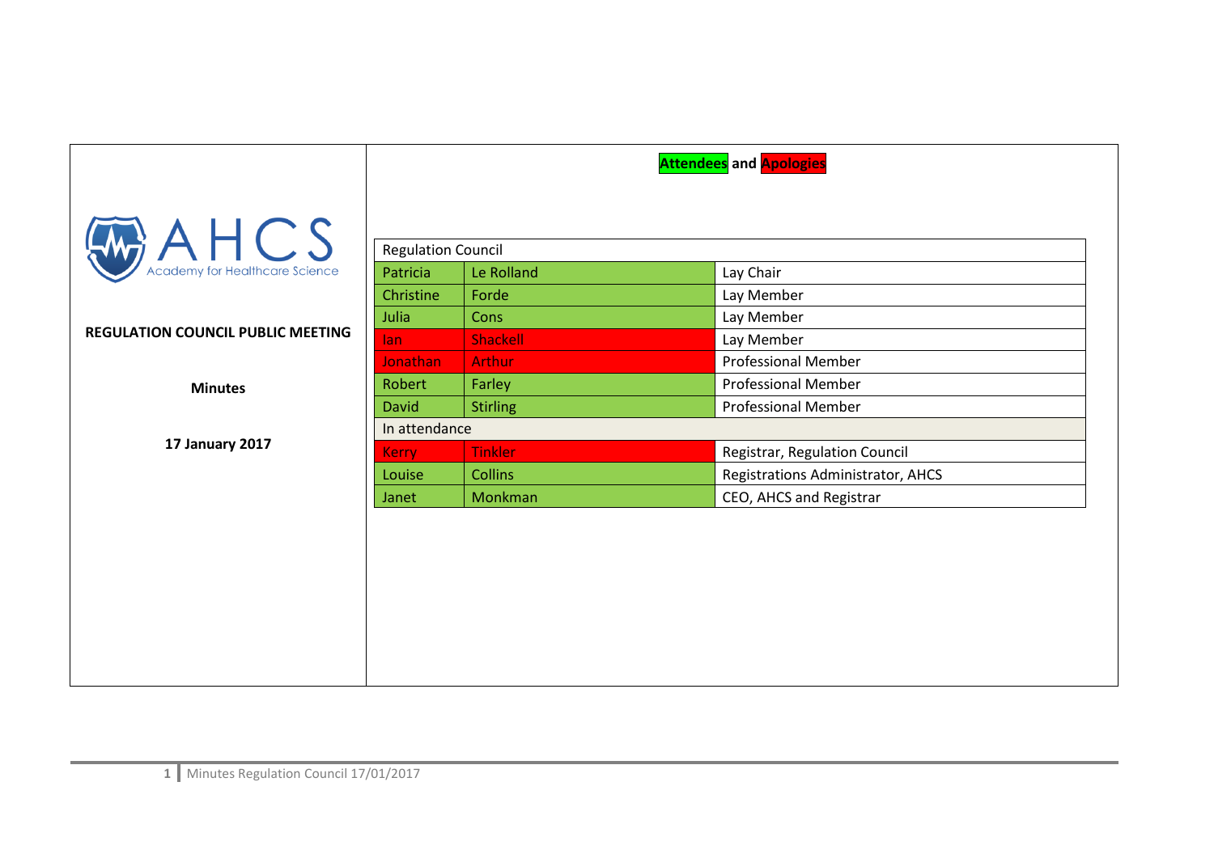AHCS Academy for Healthcare Science

**REGULATION COUNCIL PUBLIC MEETING**

**Minutes**

**17 January 2017**

**Attendees and Apologies**

| Regulation Council | | |
|---|---|---|
| Patricia | Le Rolland | Lay Chair |
| Christine | Forde | Lay Member |
| Julia | Cons | Lay Member |
| Ian | Shackell | Lay Member |
| Jonathan | Arthur | Professional Member |
| Robert | Farley | Professional Member |
| David | Stirling | Professional Member |
| In attendance | | |
| Kerry | Tinkler | Registrar, Regulation Council |
| Louise | Collins | Registrations Administrator, AHCS |
| Janet | Monkman | CEO, AHCS and Registrar |

Attendees: Patricia Le Rolland, Christine Forde, Julia Cons, Robert Farley, David Stirling, Louise Collins, Janet Monkman.

Apologies: Ian Shackell, Jonathan Arthur, Kerry Tinkler.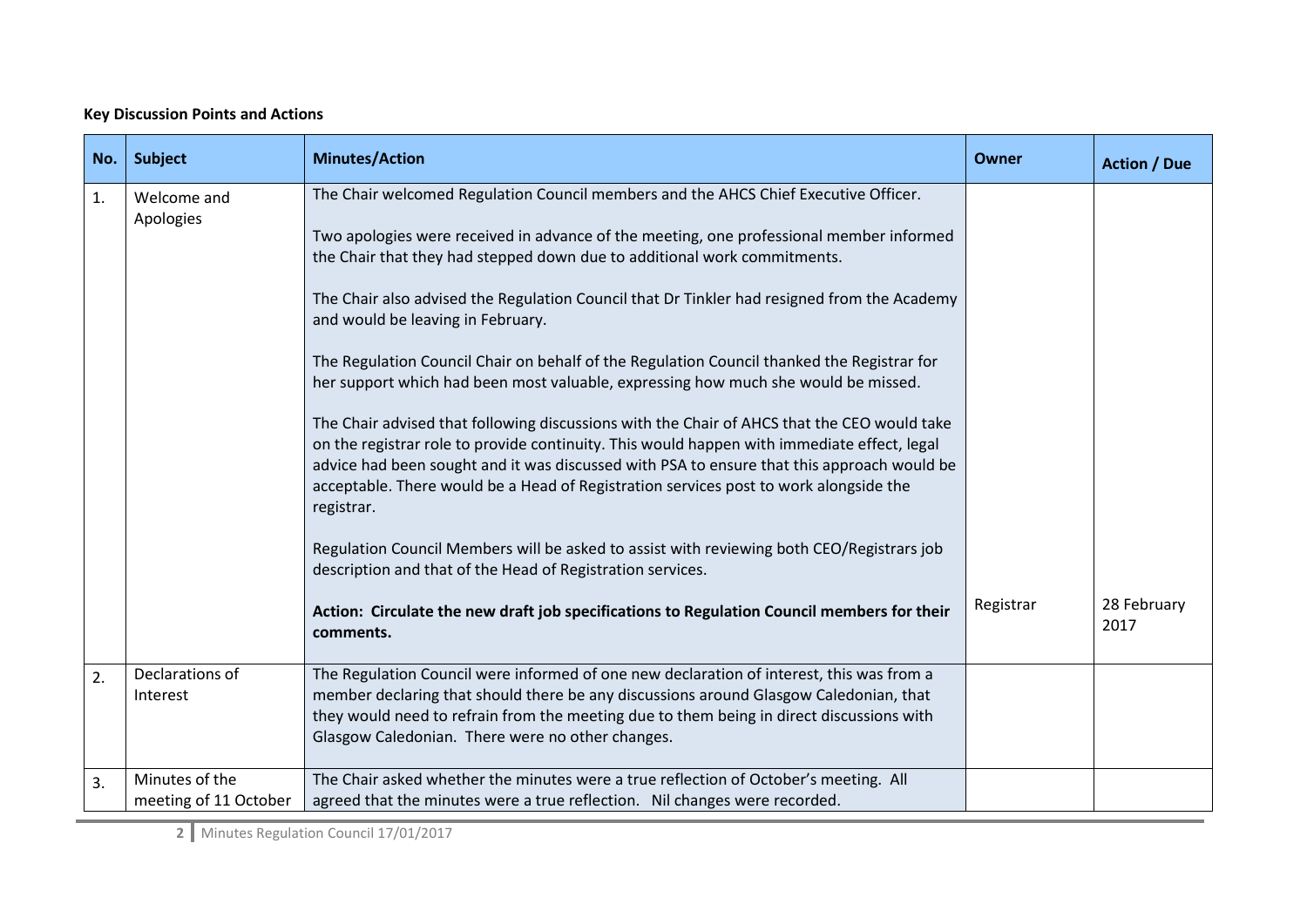**Key Discussion Points and Actions**

| No. | Subject | Minutes/Action | Owner | Action / Due |
|---|---|---|---|---|
| 1. | Welcome and Apologies | The Chair welcomed Regulation Council members and the AHCS Chief Executive Officer.<br><br>Two apologies were received in advance of the meeting, one professional member informed the Chair that they had stepped down due to additional work commitments.<br><br>The Chair also advised the Regulation Council that Dr Tinkler had resigned from the Academy and would be leaving in February.<br><br>The Regulation Council Chair on behalf of the Regulation Council thanked the Registrar for her support which had been most valuable, expressing how much she would be missed.<br><br>The Chair advised that following discussions with the Chair of AHCS that the CEO would take on the registrar role to provide continuity. This would happen with immediate effect, legal advice had been sought and it was discussed with PSA to ensure that this approach would be acceptable. There would be a Head of Registration services post to work alongside the registrar.<br><br>Regulation Council Members will be asked to assist with reviewing both CEO/Registrars job description and that of the Head of Registration services.<br><br>**Action: Circulate the new draft job specifications to Regulation Council members for their comments.** | Registrar | 28 February 2017 |
| 2. | Declarations of Interest | The Regulation Council were informed of one new declaration of interest, this was from a member declaring that should there be any discussions around Glasgow Caledonian, that they would need to refrain from the meeting due to them being in direct discussions with Glasgow Caledonian. There were no other changes. | | |
| 3. | Minutes of the meeting of 11 October | The Chair asked whether the minutes were a true reflection of October's meeting. All agreed that the minutes were a true reflection. Nil changes were recorded. | | |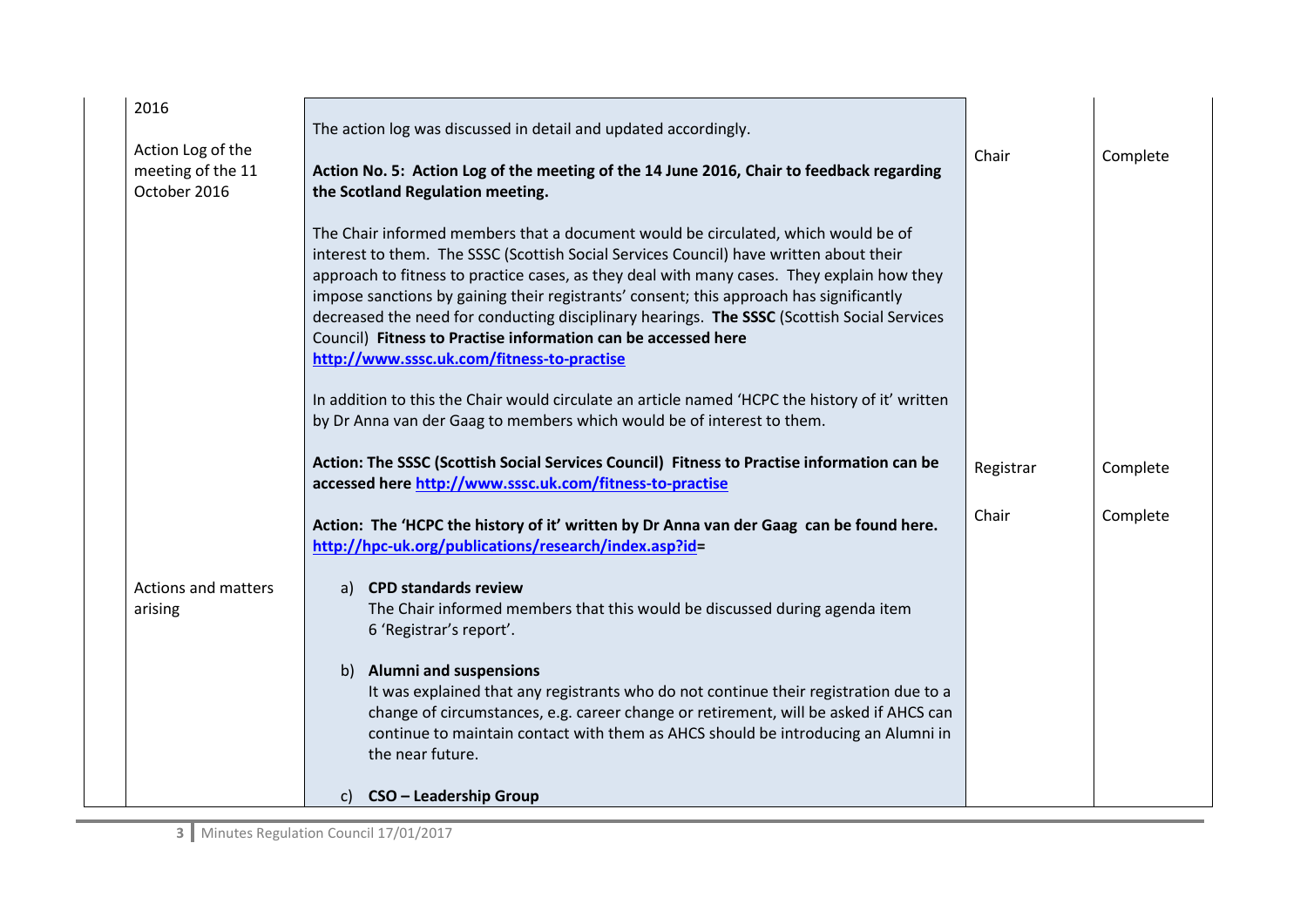| | | | |
|---|---|---|---|
| 2016<br><br>Action Log of the meeting of the 11 October 2016 | The action log was discussed in detail and updated accordingly.<br><br>**Action No. 5: Action Log of the meeting of the 14 June 2016, Chair to feedback regarding the Scotland Regulation meeting.**<br><br>The Chair informed members that a document would be circulated, which would be of interest to them. The SSSC (Scottish Social Services Council) have written about their approach to fitness to practice cases, as they deal with many cases. They explain how they impose sanctions by gaining their registrants' consent; this approach has significantly decreased the need for conducting disciplinary hearings. **The SSSC** (Scottish Social Services Council) **Fitness to Practise information can be accessed here [http://www.sssc.uk.com/fitness-to-practise](http://www.sssc.uk.com/fitness-to-practise)**<br><br>In addition to this the Chair would circulate an article named 'HCPC the history of it' written by Dr Anna van der Gaag to members which would be of interest to them. | Chair | Complete |
| | **Action: The SSSC (Scottish Social Services Council) Fitness to Practise information can be accessed here [http://www.sssc.uk.com/fitness-to-practise](http://www.sssc.uk.com/fitness-to-practise)** | Registrar | Complete |
| | **Action: The 'HCPC the history of it' written by Dr Anna van der Gaag can be found here. [http://hpc-uk.org/publications/research/index.asp?id=](http://hpc-uk.org/publications/research/index.asp?id=)** | Chair | Complete |
| Actions and matters arising | a) **CPD standards review**<br>The Chair informed members that this would be discussed during agenda item 6 'Registrar's report'.<br><br>b) **Alumni and suspensions**<br>It was explained that any registrants who do not continue their registration due to a change of circumstances, e.g. career change or retirement, will be asked if AHCS can continue to maintain contact with them as AHCS should be introducing an Alumni in the near future.<br><br>c) **CSO – Leadership Group** | | |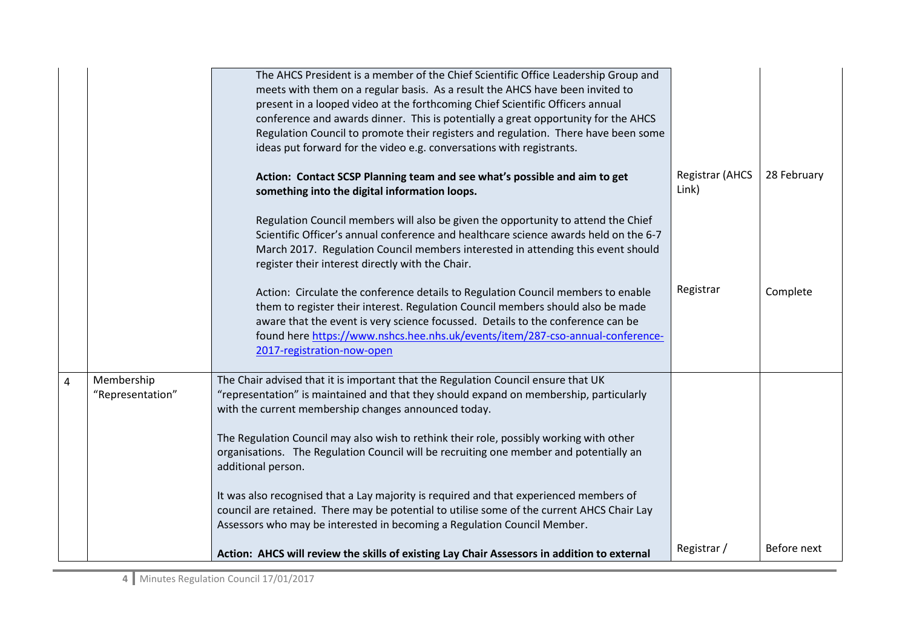| | | | | |
|---|---|---|---|---|
| | | The AHCS President is a member of the Chief Scientific Office Leadership Group and meets with them on a regular basis. As a result the AHCS have been invited to present in a looped video at the forthcoming Chief Scientific Officers annual conference and awards dinner. This is potentially a great opportunity for the AHCS Regulation Council to promote their registers and regulation. There have been some ideas put forward for the video e.g. conversations with registrants. | | |
| | | **Action: Contact SCSP Planning team and see what's possible and aim to get something into the digital information loops.** | Registrar (AHCS Link) | 28 February |
| | | Regulation Council members will also be given the opportunity to attend the Chief Scientific Officer's annual conference and healthcare science awards held on the 6-7 March 2017. Regulation Council members interested in attending this event should register their interest directly with the Chair. | | |
| | | Action: Circulate the conference details to Regulation Council members to enable them to register their interest. Regulation Council members should also be made aware that the event is very science focussed. Details to the conference can be found here [https://www.nshcs.hee.nhs.uk/events/item/287-cso-annual-conference-2017-registration-now-open](https://www.nshcs.hee.nhs.uk/events/item/287-cso-annual-conference-2017-registration-now-open) | Registrar | Complete |
| 4 | Membership "Representation" | The Chair advised that it is important that the Regulation Council ensure that UK "representation" is maintained and that they should expand on membership, particularly with the current membership changes announced today.<br><br>The Regulation Council may also wish to rethink their role, possibly working with other organisations. The Regulation Council will be recruiting one member and potentially an additional person.<br><br>It was also recognised that a Lay majority is required and that experienced members of council are retained. There may be potential to utilise some of the current AHCS Chair Lay Assessors who may be interested in becoming a Regulation Council Member. | | |
| | | **Action: AHCS will review the skills of existing Lay Chair Assessors in addition to external** | Registrar / | Before next |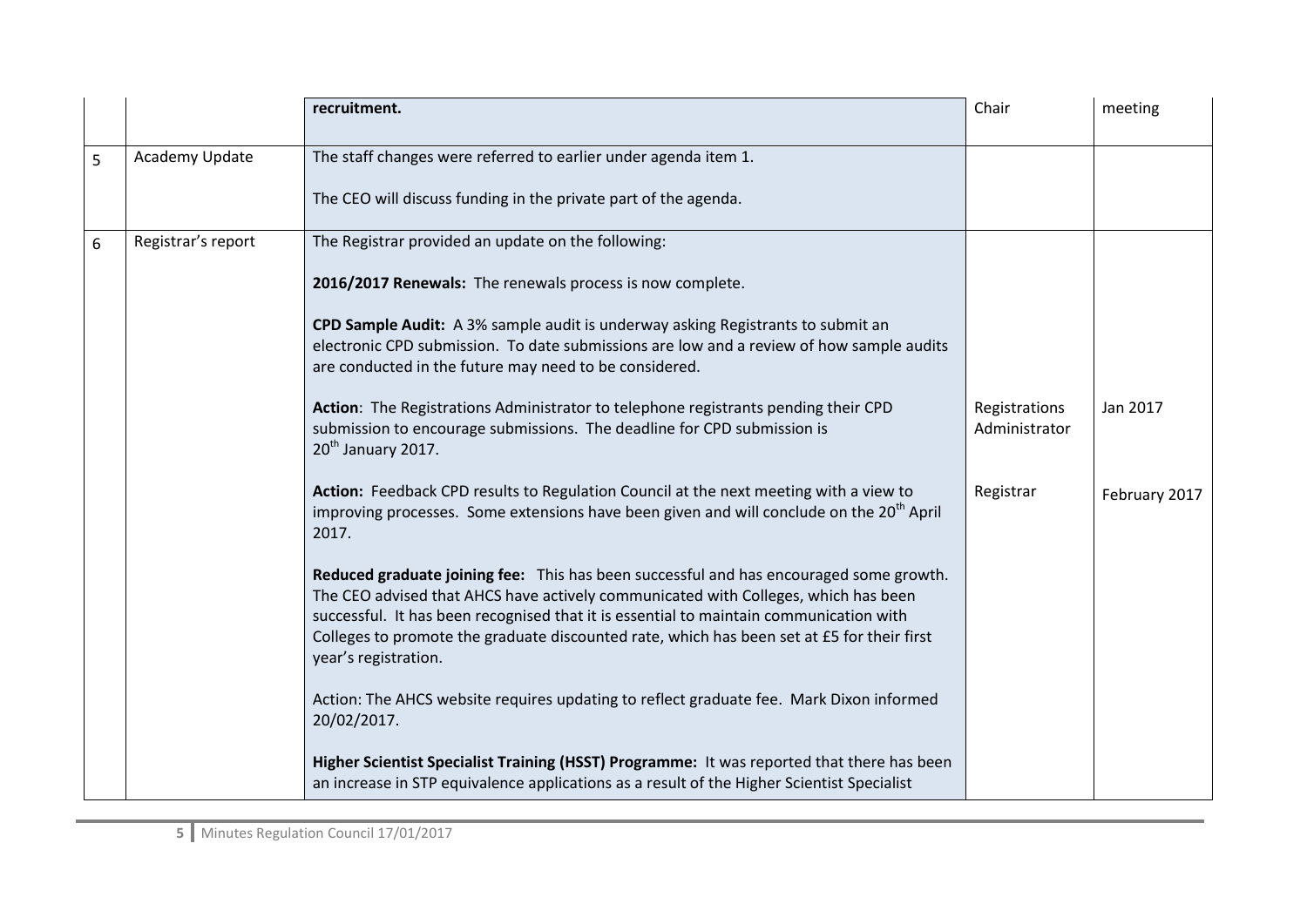| | | | | |
|---|---|---|---|---|
| | | **recruitment.** | Chair | meeting |
| 5 | Academy Update | The staff changes were referred to earlier under agenda item 1.<br><br>The CEO will discuss funding in the private part of the agenda. | | |
| 6 | Registrar's report | The Registrar provided an update on the following:<br><br>**2016/2017 Renewals:** The renewals process is now complete.<br><br>**CPD Sample Audit:** A 3% sample audit is underway asking Registrants to submit an electronic CPD submission. To date submissions are low and a review of how sample audits are conducted in the future may need to be considered. | | |
| | | **Action**: The Registrations Administrator to telephone registrants pending their CPD submission to encourage submissions. The deadline for CPD submission is 20th January 2017. | Registrations Administrator | Jan 2017 |
| | | **Action:** Feedback CPD results to Regulation Council at the next meeting with a view to improving processes. Some extensions have been given and will conclude on the 20th April 2017. | Registrar | February 2017 |
| | | **Reduced graduate joining fee:** This has been successful and has encouraged some growth. The CEO advised that AHCS have actively communicated with Colleges, which has been successful. It has been recognised that it is essential to maintain communication with Colleges to promote the graduate discounted rate, which has been set at £5 for their first year's registration.<br><br>Action: The AHCS website requires updating to reflect graduate fee. Mark Dixon informed 20/02/2017.<br><br>**Higher Scientist Specialist Training (HSST) Programme:** It was reported that there has been an increase in STP equivalence applications as a result of the Higher Scientist Specialist | | |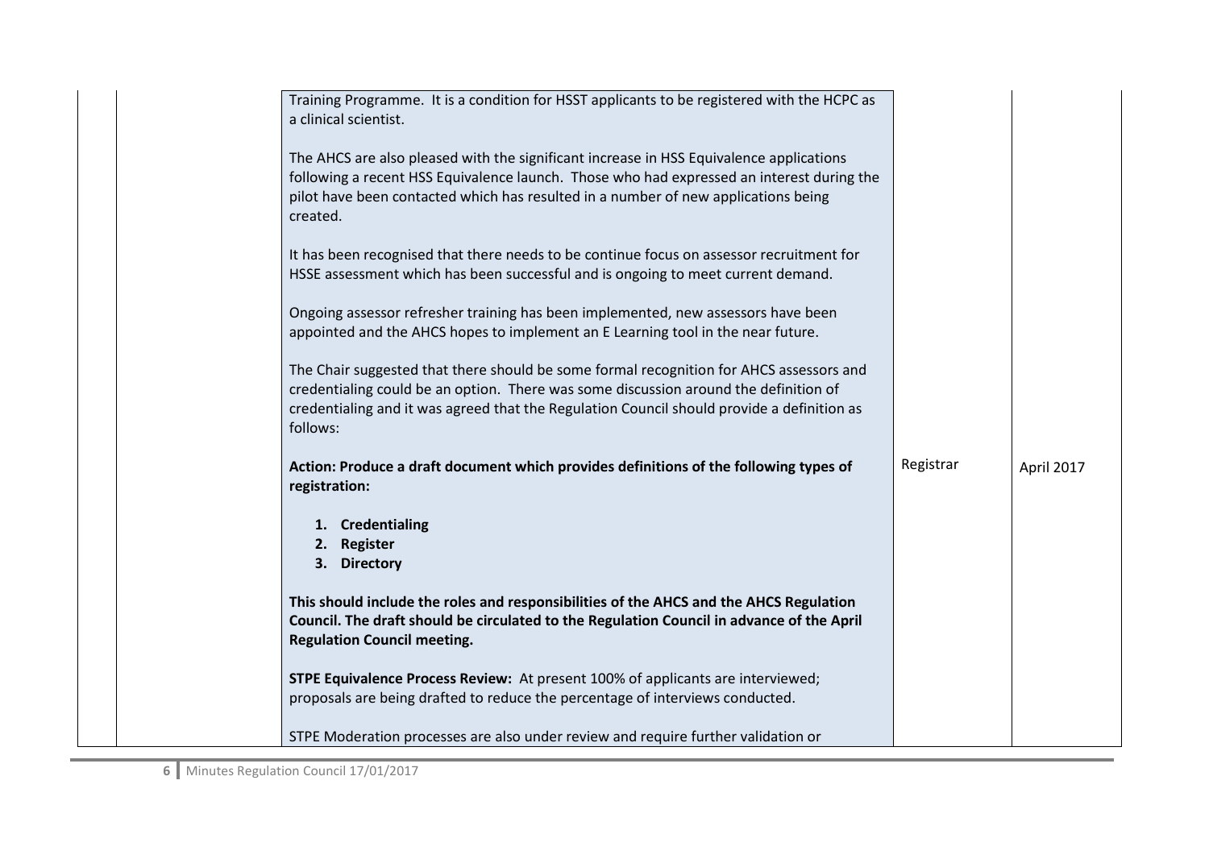| | | | | |
|---|---|---|---|---|
| | | Training Programme. It is a condition for HSST applicants to be registered with the HCPC as a clinical scientist.<br><br>The AHCS are also pleased with the significant increase in HSS Equivalence applications following a recent HSS Equivalence launch. Those who had expressed an interest during the pilot have been contacted which has resulted in a number of new applications being created.<br><br>It has been recognised that there needs to be continue focus on assessor recruitment for HSSE assessment which has been successful and is ongoing to meet current demand.<br><br>Ongoing assessor refresher training has been implemented, new assessors have been appointed and the AHCS hopes to implement an E Learning tool in the near future.<br><br>The Chair suggested that there should be some formal recognition for AHCS assessors and credentialing could be an option. There was some discussion around the definition of credentialing and it was agreed that the Regulation Council should provide a definition as follows: | | |
| | | **Action: Produce a draft document which provides definitions of the following types of registration:**<br><br>**1. Credentialing**<br>**2. Register**<br>**3. Directory**<br><br>**This should include the roles and responsibilities of the AHCS and the AHCS Regulation Council. The draft should be circulated to the Regulation Council in advance of the April Regulation Council meeting.** | Registrar | April 2017 |
| | | **STPE Equivalence Process Review:** At present 100% of applicants are interviewed; proposals are being drafted to reduce the percentage of interviews conducted.<br><br>STPE Moderation processes are also under review and require further validation or | | |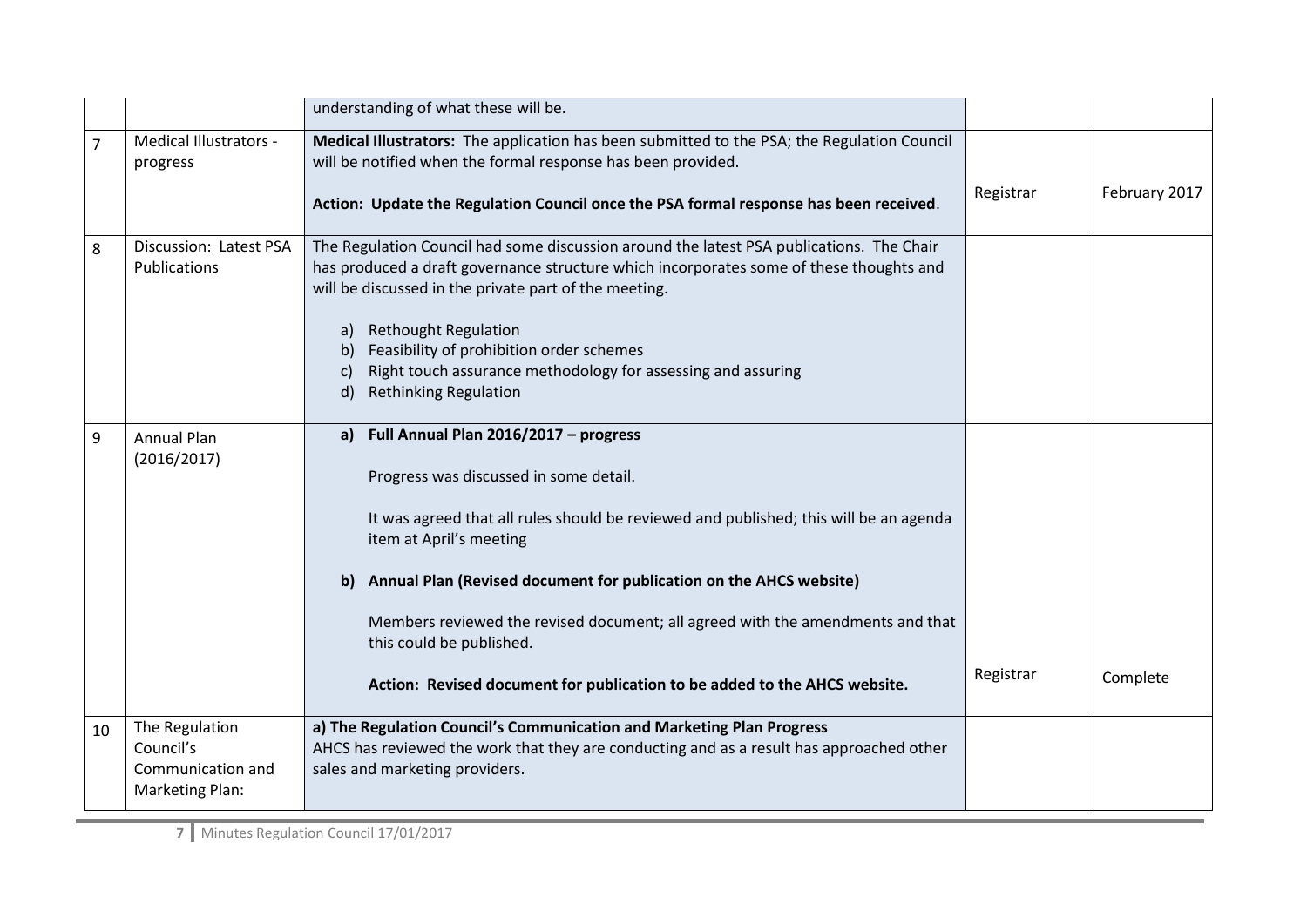|  |  |  |  |  |
|---|---|---|---|---|
|  |  | understanding of what these will be. |  |  |
| 7 | Medical Illustrators - progress | **Medical Illustrators:** The application has been submitted to the PSA; the Regulation Council will be notified when the formal response has been provided.<br><br>**Action: Update the Regulation Council once the PSA formal response has been received**. | Registrar | February 2017 |
| 8 | Discussion: Latest PSA Publications | The Regulation Council had some discussion around the latest PSA publications. The Chair has produced a draft governance structure which incorporates some of these thoughts and will be discussed in the private part of the meeting.<br><br>a) Rethought Regulation<br>b) Feasibility of prohibition order schemes<br>c) Right touch assurance methodology for assessing and assuring<br>d) Rethinking Regulation |  |  |
| 9 | Annual Plan (2016/2017) | **a) Full Annual Plan 2016/2017 – progress**<br><br>Progress was discussed in some detail.<br><br>It was agreed that all rules should be reviewed and published; this will be an agenda item at April's meeting<br><br>**b) Annual Plan (Revised document for publication on the AHCS website)**<br><br>Members reviewed the revised document; all agreed with the amendments and that this could be published.<br><br>**Action: Revised document for publication to be added to the AHCS website.** | Registrar | Complete |
| 10 | The Regulation Council's Communication and Marketing Plan: | **a) The Regulation Council's Communication and Marketing Plan Progress**<br>AHCS has reviewed the work that they are conducting and as a result has approached other sales and marketing providers. |  |  |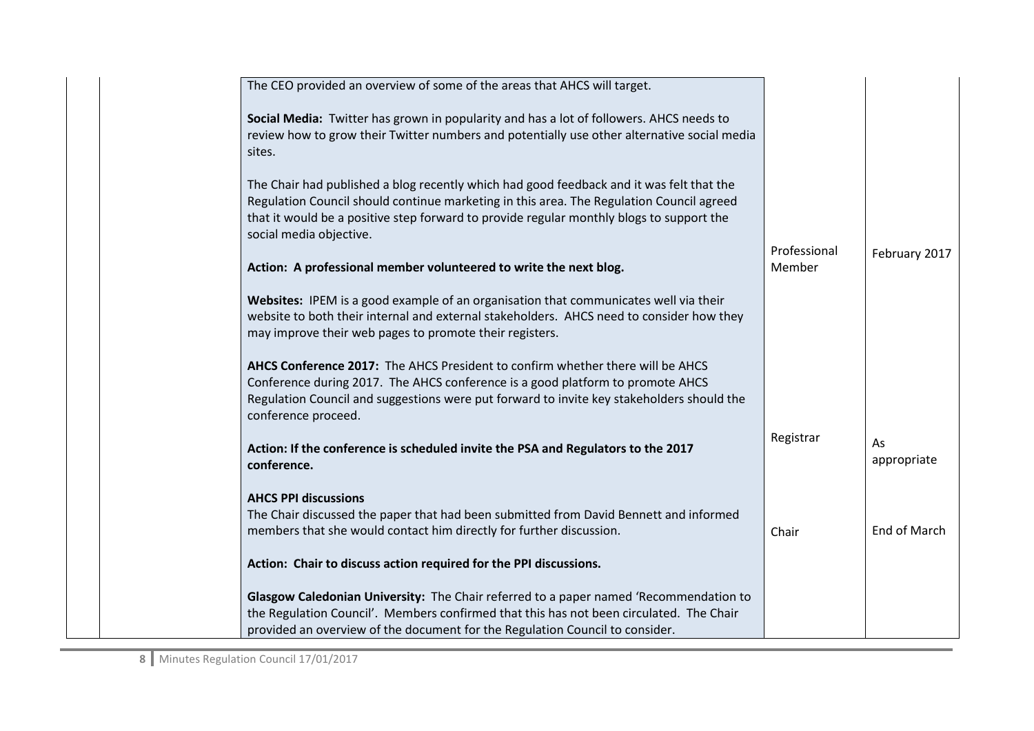| | | | | |
|---|---|---|---|---|
| | | The CEO provided an overview of some of the areas that AHCS will target.<br><br>**Social Media:** Twitter has grown in popularity and has a lot of followers. AHCS needs to review how to grow their Twitter numbers and potentially use other alternative social media sites.<br><br>The Chair had published a blog recently which had good feedback and it was felt that the Regulation Council should continue marketing in this area. The Regulation Council agreed that it would be a positive step forward to provide regular monthly blogs to support the social media objective.<br><br>**Action: A professional member volunteered to write the next blog.** | Professional Member | February 2017 |
| | | **Websites:** IPEM is a good example of an organisation that communicates well via their website to both their internal and external stakeholders. AHCS need to consider how they may improve their web pages to promote their registers.<br><br>**AHCS Conference 2017:** The AHCS President to confirm whether there will be AHCS Conference during 2017. The AHCS conference is a good platform to promote AHCS Regulation Council and suggestions were put forward to invite key stakeholders should the conference proceed.<br><br>**Action: If the conference is scheduled invite the PSA and Regulators to the 2017 conference.** | Registrar | As appropriate |
| | | **AHCS PPI discussions**<br>The Chair discussed the paper that had been submitted from David Bennett and informed members that she would contact him directly for further discussion.<br><br>**Action: Chair to discuss action required for the PPI discussions.** | Chair | End of March |
| | | **Glasgow Caledonian University:** The Chair referred to a paper named 'Recommendation to the Regulation Council'. Members confirmed that this has not been circulated. The Chair provided an overview of the document for the Regulation Council to consider. | | |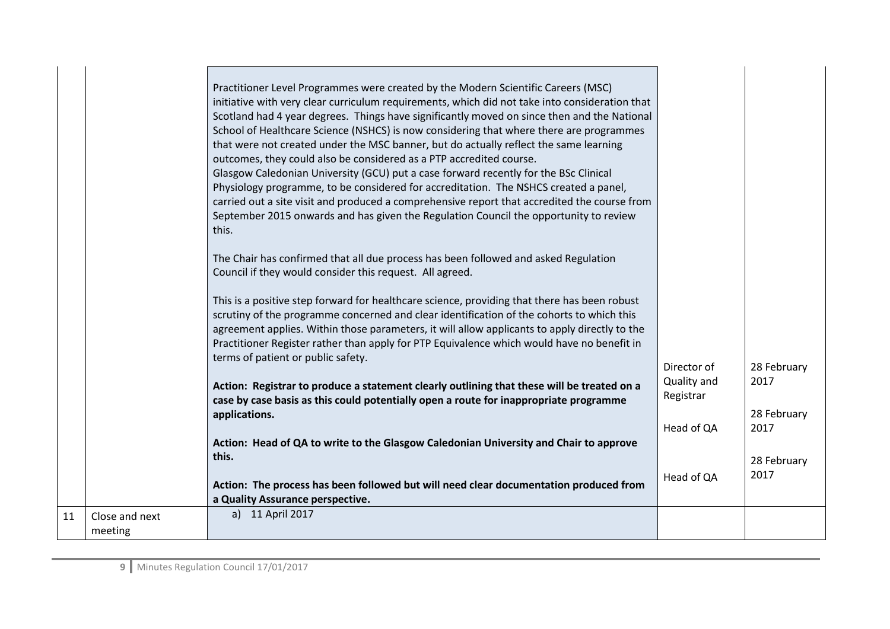| | | | | |
|---|---|---|---|---|
| | | Practitioner Level Programmes were created by the Modern Scientific Careers (MSC) initiative with very clear curriculum requirements, which did not take into consideration that Scotland had 4 year degrees. Things have significantly moved on since then and the National School of Healthcare Science (NSHCS) is now considering that where there are programmes that were not created under the MSC banner, but do actually reflect the same learning outcomes, they could also be considered as a PTP accredited course.<br>Glasgow Caledonian University (GCU) put a case forward recently for the BSc Clinical Physiology programme, to be considered for accreditation. The NSHCS created a panel, carried out a site visit and produced a comprehensive report that accredited the course from September 2015 onwards and has given the Regulation Council the opportunity to review this.<br><br>The Chair has confirmed that all due process has been followed and asked Regulation Council if they would consider this request. All agreed.<br><br>This is a positive step forward for healthcare science, providing that there has been robust scrutiny of the programme concerned and clear identification of the cohorts to which this agreement applies. Within those parameters, it will allow applicants to apply directly to the Practitioner Register rather than apply for PTP Equivalence which would have no benefit in terms of patient or public safety.<br><br>**Action: Registrar to produce a statement clearly outlining that these will be treated on a case by case basis as this could potentially open a route for inappropriate programme applications.**<br><br>**Action: Head of QA to write to the Glasgow Caledonian University and Chair to approve this.**<br><br>**Action: The process has been followed but will need clear documentation produced from a Quality Assurance perspective.** | Director of Quality and Registrar<br><br>Head of QA<br><br>Head of QA | 28 February 2017<br><br>28 February 2017<br><br>28 February 2017 |
| 11 | Close and next meeting | a) 11 April 2017 | | |